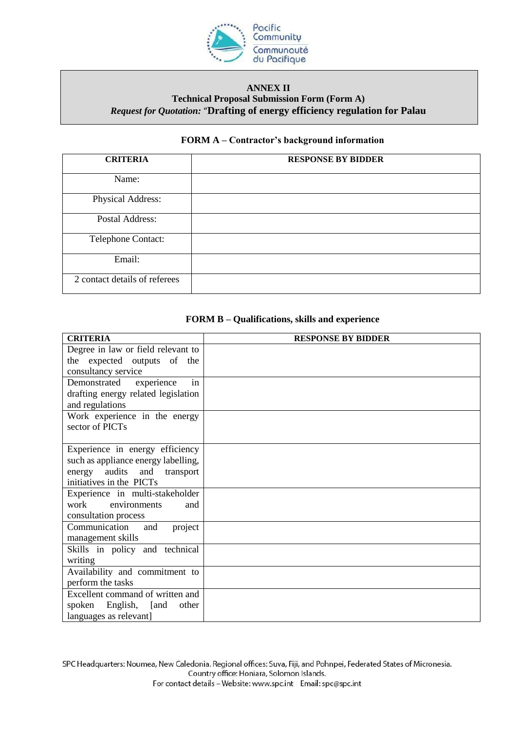**ANNEX II**
**Technical Proposal Submission Form (Form A)**
***Request for Quotation:*** *"***Drafting of energy efficiency regulation for Palau**

### FORM A – Contractor's background information

| CRITERIA | RESPONSE BY BIDDER |
|---|---|
| Name: | |
| Physical Address: | |
| Postal Address: | |
| Telephone Contact: | |
| Email: | |
| 2 contact details of referees | |

### FORM B – Qualifications, skills and experience

| CRITERIA | RESPONSE BY BIDDER |
|---|---|
| Degree in law or field relevant to the expected outputs of the consultancy service | |
| Demonstrated experience in drafting energy related legislation and regulations | |
| Work experience in the energy sector of PICTs | |
| Experience in energy efficiency such as appliance energy labelling, energy audits and transport initiatives in the PICTs | |
| Experience in multi-stakeholder work environments and consultation process | |
| Communication and project management skills | |
| Skills in policy and technical writing | |
| Availability and commitment to perform the tasks | |
| Excellent command of written and spoken English, [and other languages as relevant] | |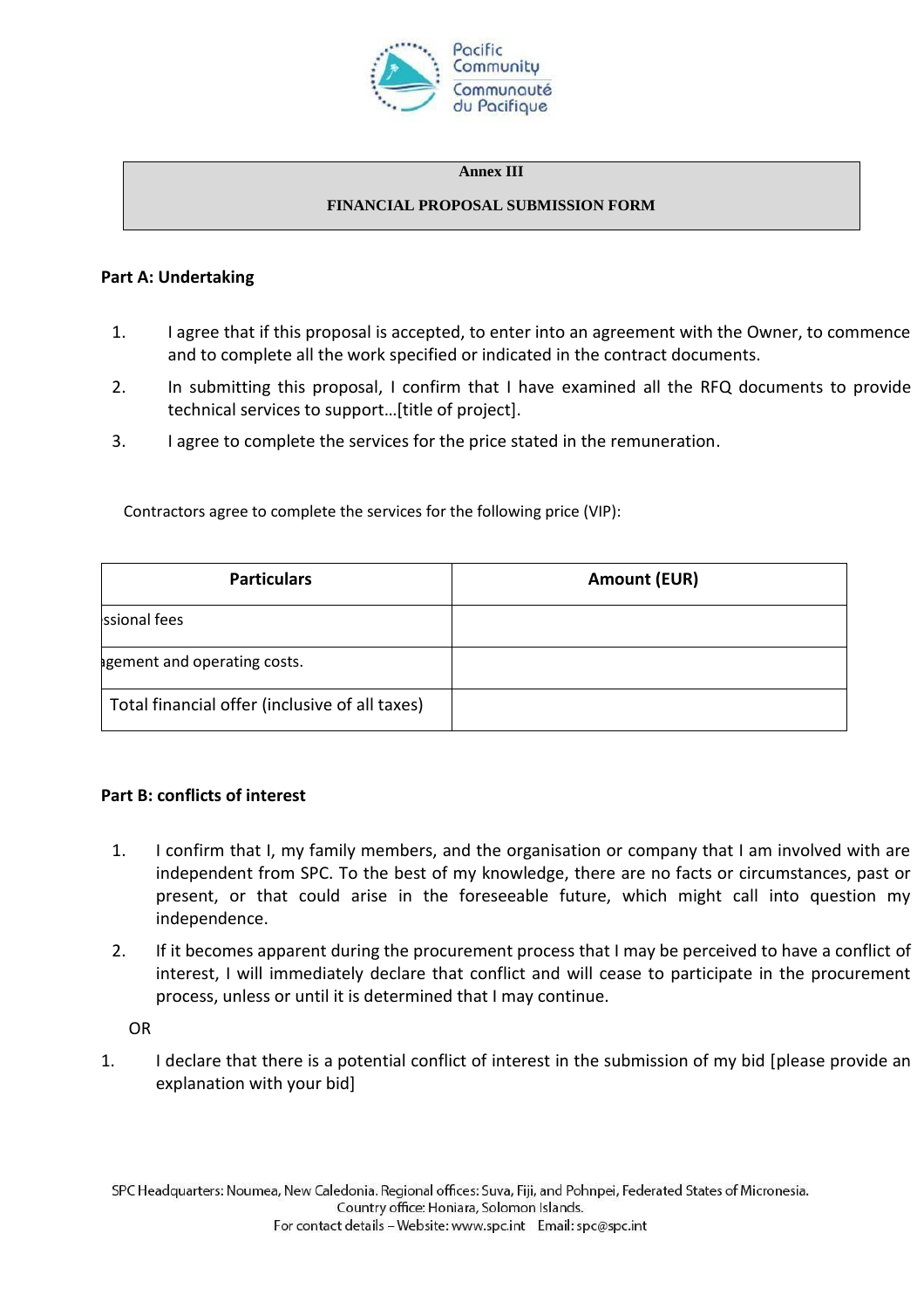**Annex III**

**FINANCIAL PROPOSAL SUBMISSION FORM**

**Part A: Undertaking**

1. I agree that if this proposal is accepted, to enter into an agreement with the Owner, to commence and to complete all the work specified or indicated in the contract documents.
2. In submitting this proposal, I confirm that I have examined all the RFQ documents to provide technical services to support…[title of project].
3. I agree to complete the services for the price stated in the remuneration.

Contractors agree to complete the services for the following price (VIP):

| Particulars | Amount (EUR) |
|---|---|
| ssional fees | |
| agement and operating costs. | |
| Total financial offer (inclusive of all taxes) | |

**Part B: conflicts of interest**

1. I confirm that I, my family members, and the organisation or company that I am involved with are independent from SPC. To the best of my knowledge, there are no facts or circumstances, past or present, or that could arise in the foreseeable future, which might call into question my independence.
2. If it becomes apparent during the procurement process that I may be perceived to have a conflict of interest, I will immediately declare that conflict and will cease to participate in the procurement process, unless or until it is determined that I may continue.

OR

1. I declare that there is a potential conflict of interest in the submission of my bid [please provide an explanation with your bid]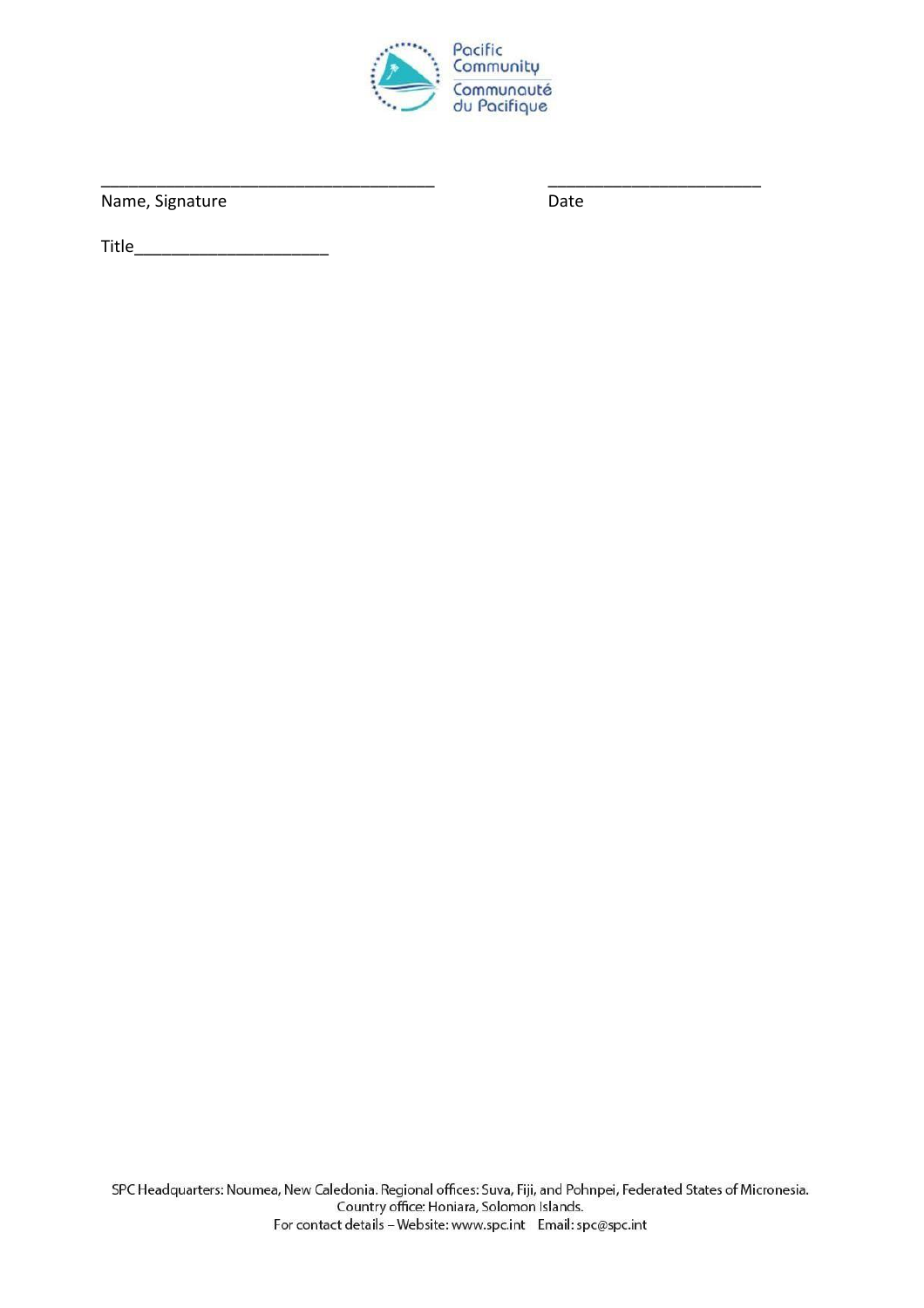______________________________________ ________________________

Name, Signature Date

Title_____________________